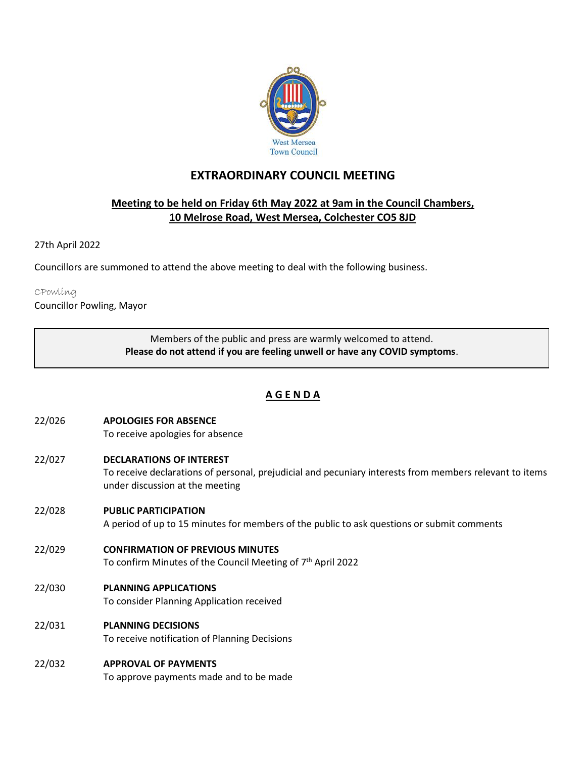West Mersea Town Council

# EXTRAORDINARY COUNCIL MEETING

**Meeting to be held on Friday 6th May 2022 at 9am in the Council Chambers, 10 Melrose Road, West Mersea, Colchester CO5 8JD**

27th April 2022

Councillors are summoned to attend the above meeting to deal with the following business.

CPowling
Councillor Powling, Mayor

> Members of the public and press are warmly welcomed to attend.
> **Please do not attend if you are feeling unwell or have any COVID symptoms**.

## A G E N D A

22/026 **APOLOGIES FOR ABSENCE**
To receive apologies for absence

22/027 **DECLARATIONS OF INTEREST**
To receive declarations of personal, prejudicial and pecuniary interests from members relevant to items under discussion at the meeting

22/028 **PUBLIC PARTICIPATION**
A period of up to 15 minutes for members of the public to ask questions or submit comments

22/029 **CONFIRMATION OF PREVIOUS MINUTES**
To confirm Minutes of the Council Meeting of 7th April 2022

22/030 **PLANNING APPLICATIONS**
To consider Planning Application received

22/031 **PLANNING DECISIONS**
To receive notification of Planning Decisions

22/032 **APPROVAL OF PAYMENTS**
To approve payments made and to be made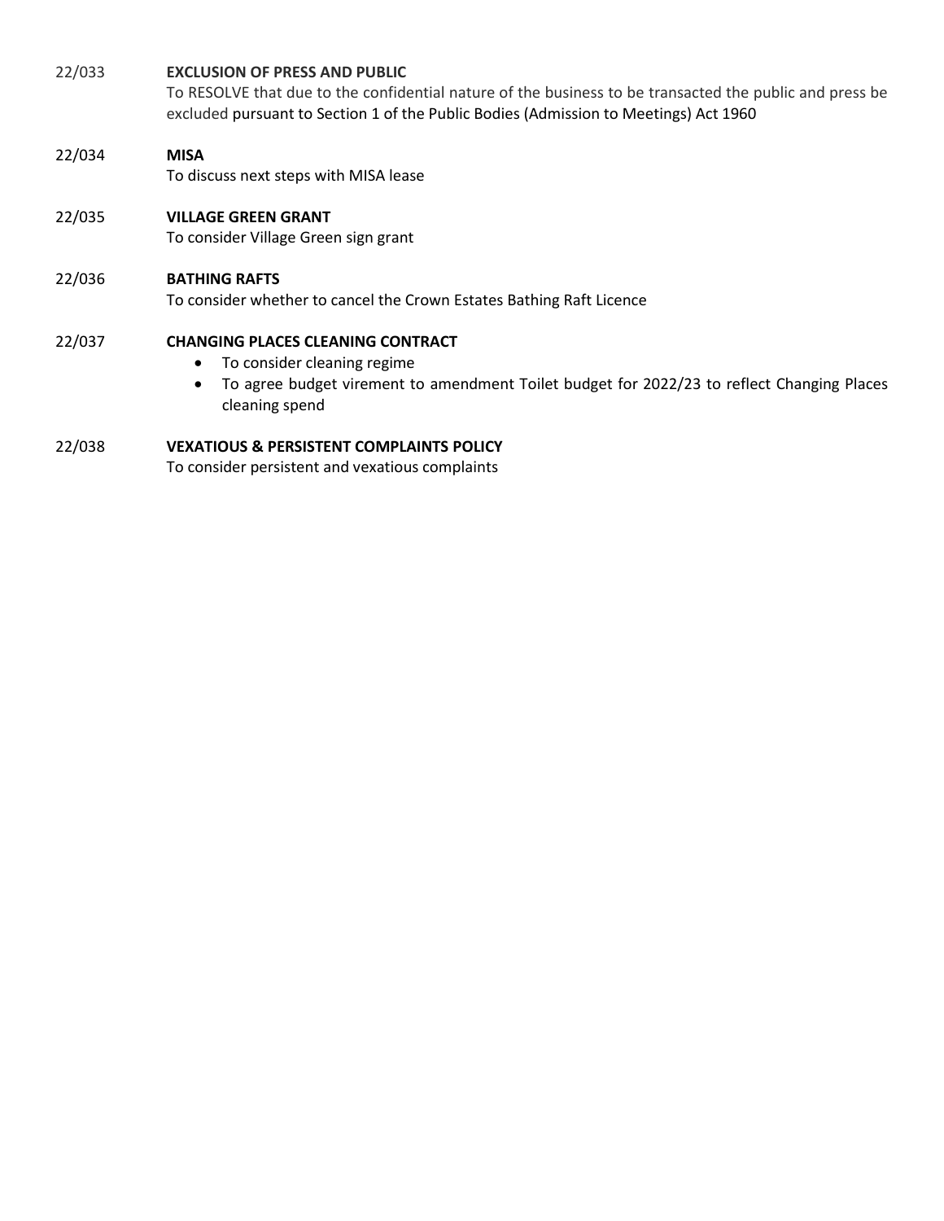22/033 **EXCLUSION OF PRESS AND PUBLIC**

To RESOLVE that due to the confidential nature of the business to be transacted the public and press be excluded pursuant to Section 1 of the Public Bodies (Admission to Meetings) Act 1960

22/034 **MISA**

To discuss next steps with MISA lease

22/035 **VILLAGE GREEN GRANT**

To consider Village Green sign grant

22/036 **BATHING RAFTS**

To consider whether to cancel the Crown Estates Bathing Raft Licence

22/037 **CHANGING PLACES CLEANING CONTRACT**

- To consider cleaning regime
- To agree budget virement to amendment Toilet budget for 2022/23 to reflect Changing Places cleaning spend

22/038 **VEXATIOUS & PERSISTENT COMPLAINTS POLICY**

To consider persistent and vexatious complaints